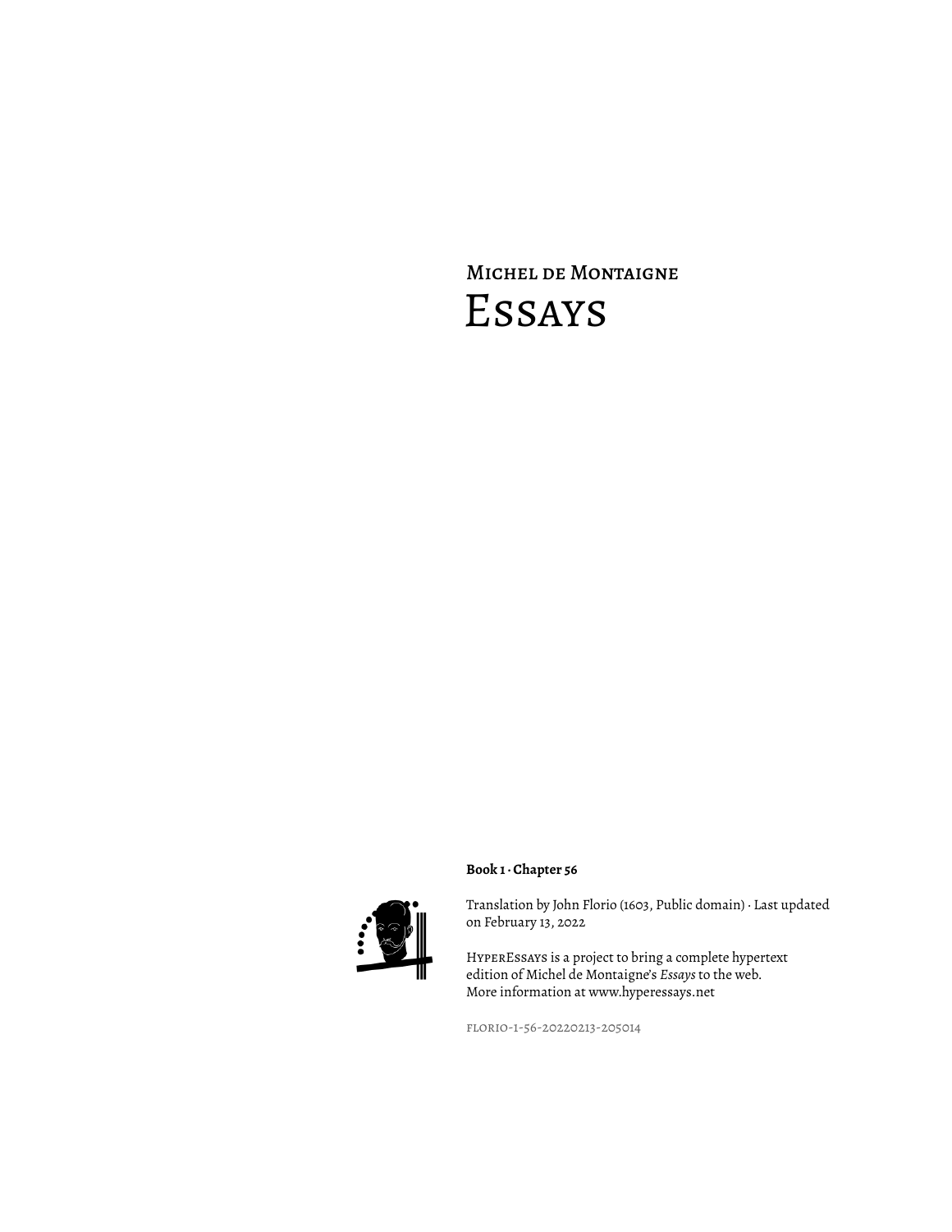Michel de Montaigne

# Essays

**Book 1 · Chapter 56**

Translation by John Florio (1603, Public domain) · Last updated on February 13, 2022

HyperEssays is a project to bring a complete hypertext edition of Michel de Montaigne's *Essays* to the web. More information at www.hyperessays.net

florio-1-56-20220213-205014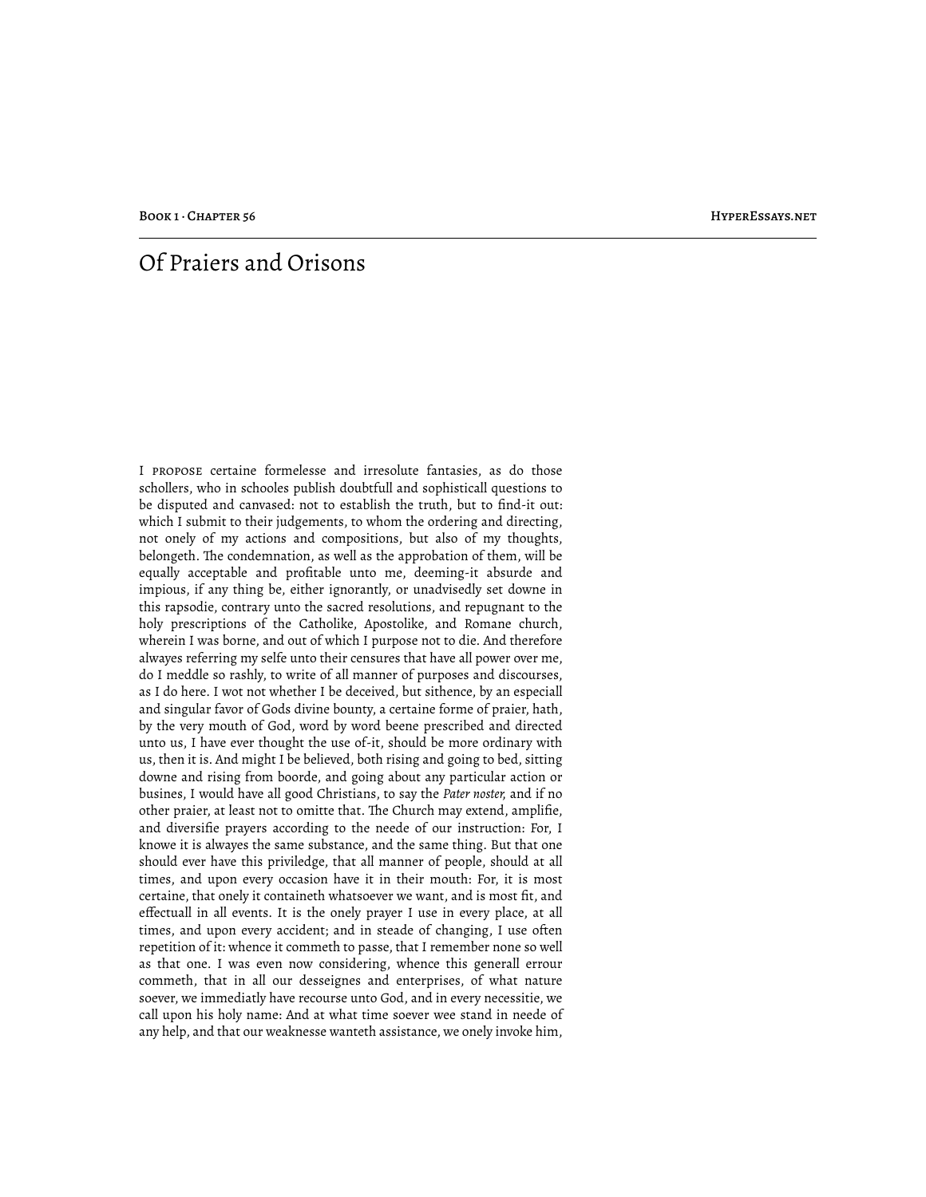# Of Praiers and Orisons

I PROPOSE certaine formelesse and irresolute fantasies, as do those schollers, who in schooles publish doubtfull and sophisticall questions to be disputed and canvased: not to establish the truth, but to find-it out: which I submit to their judgements, to whom the ordering and directing, not onely of my actions and compositions, but also of my thoughts, belongeth. The condemnation, as well as the approbation of them, will be equally acceptable and profitable unto me, deeming-it absurde and impious, if any thing be, either ignorantly, or unadvisedly set downe in this rapsodie, contrary unto the sacred resolutions, and repugnant to the holy prescriptions of the Catholike, Apostolike, and Romane church, wherein I was borne, and out of which I purpose not to die. And therefore alwayes referring my selfe unto their censures that have all power over me, do I meddle so rashly, to write of all manner of purposes and discourses, as I do here. I wot not whether I be deceived, but sithence, by an especiall and singular favor of Gods divine bounty, a certaine forme of praier, hath, by the very mouth of God, word by word beene prescribed and directed unto us, I have ever thought the use of-it, should be more ordinary with us, then it is. And might I be believed, both rising and going to bed, sitting downe and rising from boorde, and going about any particular action or busines, I would have all good Christians, to say the *Pater noster,* and if no other praier, at least not to omitte that. The Church may extend, amplifie, and diversifie prayers according to the neede of our instruction: For, I knowe it is alwayes the same substance, and the same thing. But that one should ever have this priviledge, that all manner of people, should at all times, and upon every occasion have it in their mouth: For, it is most certaine, that onely it containeth whatsoever we want, and is most fit, and effectuall in all events. It is the onely prayer I use in every place, at all times, and upon every accident; and in steade of changing, I use often repetition of it: whence it commeth to passe, that I remember none so well as that one. I was even now considering, whence this generall errour commeth, that in all our desseignes and enterprises, of what nature soever, we immediatly have recourse unto God, and in every necessitie, we call upon his holy name: And at what time soever wee stand in neede of any help, and that our weaknesse wanteth assistance, we onely invoke him,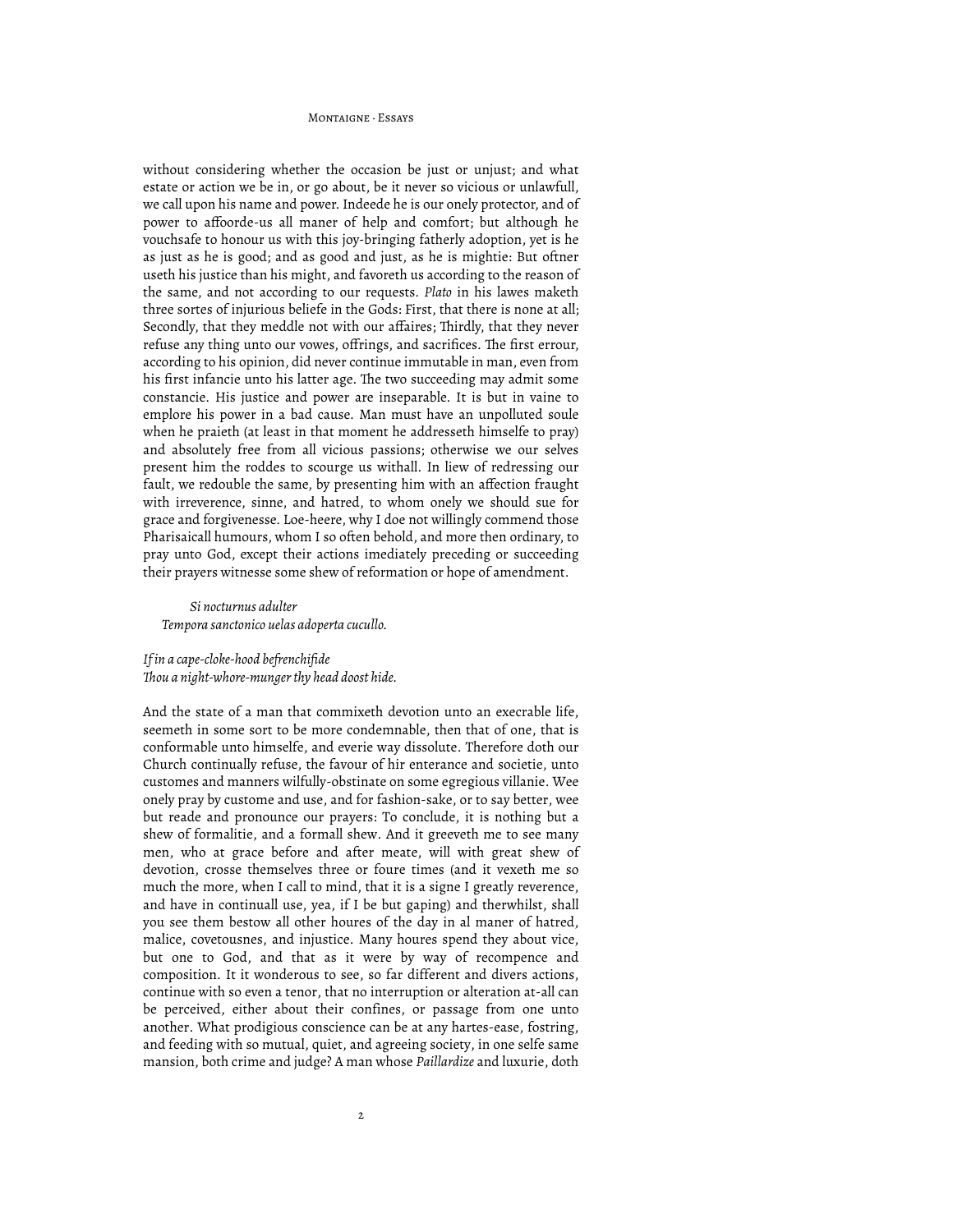without considering whether the occasion be just or unjust; and what estate or action we be in, or go about, be it never so vicious or unlawfull, we call upon his name and power. Indeede he is our onely protector, and of power to affoorde-us all maner of help and comfort; but although he vouchsafe to honour us with this joy-bringing fatherly adoption, yet is he as just as he is good; and as good and just, as he is mightie: But oftner useth his justice than his might, and favoreth us according to the reason of the same, and not according to our requests. *Plato* in his lawes maketh three sortes of injurious beliefe in the Gods: First, that there is none at all; Secondly, that they meddle not with our affaires; Thirdly, that they never refuse any thing unto our vowes, offrings, and sacrifices. The first errour, according to his opinion, did never continue immutable in man, even from his first infancie unto his latter age. The two succeeding may admit some constancie. His justice and power are inseparable. It is but in vaine to emplore his power in a bad cause. Man must have an unpolluted soule when he praieth (at least in that moment he addresseth himselfe to pray) and absolutely free from all vicious passions; otherwise we our selves present him the roddes to scourge us withall. In liew of redressing our fault, we redouble the same, by presenting him with an affection fraught with irreverence, sinne, and hatred, to whom onely we should sue for grace and forgivenesse. Loe-heere, why I doe not willingly commend those Pharisaicall humours, whom I so often behold, and more then ordinary, to pray unto God, except their actions imediately preceding or succeeding their prayers witnesse some shew of reformation or hope of amendment.

*Si nocturnus adulter*
*Tempora sanctonico uelas adoperta cucullo.*

*If in a cape-cloke-hood befrenchifide*
*Thou a night-whore-munger thy head doost hide.*

And the state of a man that commixeth devotion unto an execrable life, seemeth in some sort to be more condemnable, then that of one, that is conformable unto himselfe, and everie way dissolute. Therefore doth our Church continually refuse, the favour of hir enterance and societie, unto customes and manners wilfully-obstinate on some egregious villanie. Wee onely pray by custome and use, and for fashion-sake, or to say better, wee but reade and pronounce our prayers: To conclude, it is nothing but a shew of formalitie, and a formall shew. And it greeveth me to see many men, who at grace before and after meate, will with great shew of devotion, crosse themselves three or foure times (and it vexeth me so much the more, when I call to mind, that it is a signe I greatly reverence, and have in continuall use, yea, if I be but gaping) and therwhilst, shall you see them bestow all other houres of the day in al maner of hatred, malice, covetousnes, and injustice. Many houres spend they about vice, but one to God, and that as it were by way of recompence and composition. It it wonderous to see, so far different and divers actions, continue with so even a tenor, that no interruption or alteration at-all can be perceived, either about their confines, or passage from one unto another. What prodigious conscience can be at any hartes-ease, fostring, and feeding with so mutual, quiet, and agreeing society, in one selfe same mansion, both crime and judge? A man whose *Paillardize* and luxurie, doth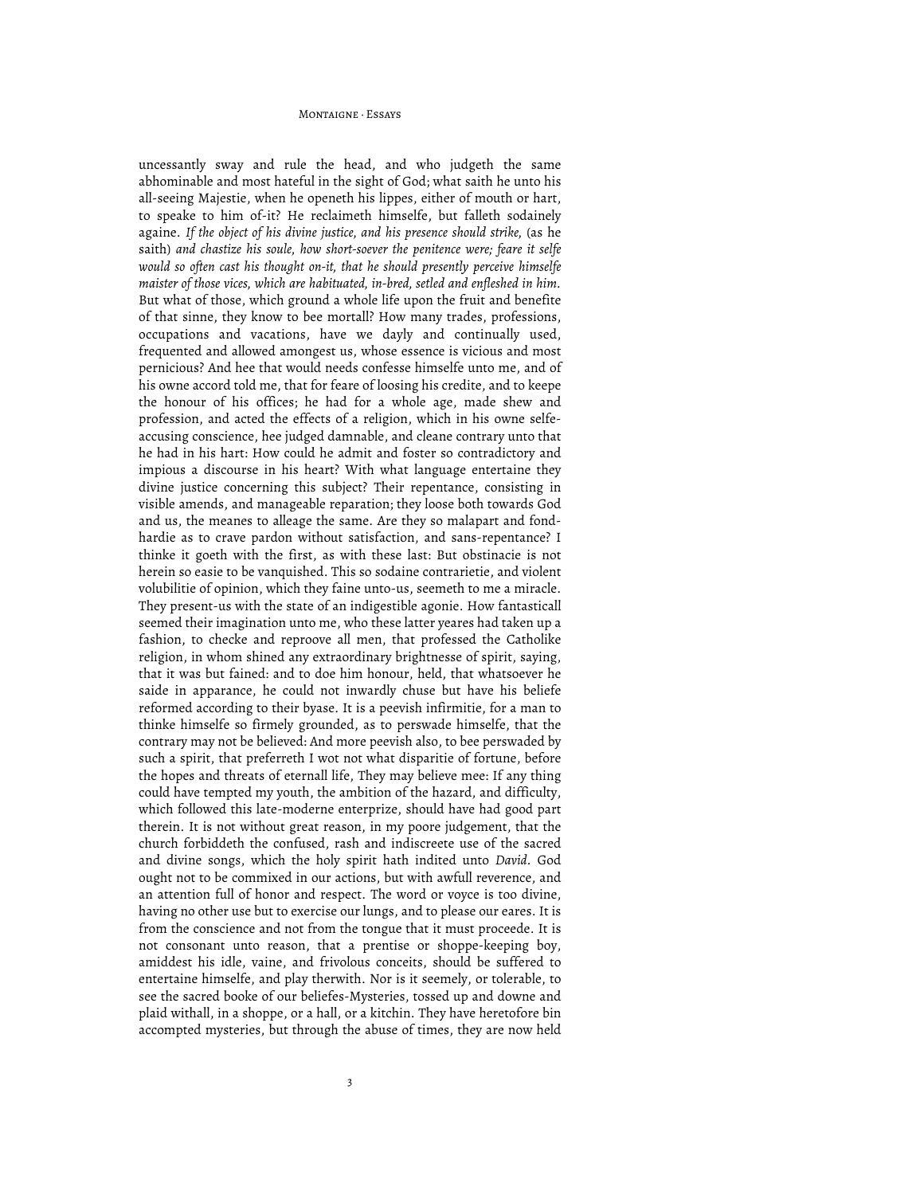uncessantly sway and rule the head, and who judgeth the same abhominable and most hateful in the sight of God; what saith he unto his all-seeing Majestie, when he openeth his lippes, either of mouth or hart, to speake to him of-it? He reclaimeth himselfe, but falleth sodainely againe. *If the object of his divine justice, and his presence should strike,* (as he saith) *and chastize his soule, how short-soever the penitence were; feare it selfe would so often cast his thought on-it, that he should presently perceive himselfe maister of those vices, which are habituated, in-bred, setled and enfleshed in him.* But what of those, which ground a whole life upon the fruit and benefite of that sinne, they know to bee mortall? How many trades, professions, occupations and vacations, have we dayly and continually used, frequented and allowed amongest us, whose essence is vicious and most pernicious? And hee that would needs confesse himselfe unto me, and of his owne accord told me, that for feare of loosing his credite, and to keepe the honour of his offices; he had for a whole age, made shew and profession, and acted the effects of a religion, which in his owne selfe-accusing conscience, hee judged damnable, and cleane contrary unto that he had in his hart: How could he admit and foster so contradictory and impious a discourse in his heart? With what language entertaine they divine justice concerning this subject? Their repentance, consisting in visible amends, and manageable reparation; they loose both towards God and us, the meanes to alleage the same. Are they so malapart and fond-hardie as to crave pardon without satisfaction, and sans-repentance? I thinke it goeth with the first, as with these last: But obstinacie is not herein so easie to be vanquished. This so sodaine contrarietie, and violent volubilitie of opinion, which they faine unto-us, seemeth to me a miracle. They present-us with the state of an indigestible agonie. How fantasticall seemed their imagination unto me, who these latter yeares had taken up a fashion, to checke and reproove all men, that professed the Catholike religion, in whom shined any extraordinary brightnesse of spirit, saying, that it was but fained: and to doe him honour, held, that whatsoever he saide in apparance, he could not inwardly chuse but have his beliefe reformed according to their byase. It is a peevish infirmitie, for a man to thinke himselfe so firmely grounded, as to perswade himselfe, that the contrary may not be believed: And more peevish also, to bee perswaded by such a spirit, that preferreth I wot not what disparitie of fortune, before the hopes and threats of eternall life, They may believe mee: If any thing could have tempted my youth, the ambition of the hazard, and difficulty, which followed this late-moderne enterprize, should have had good part therein. It is not without great reason, in my poore judgement, that the church forbiddeth the confused, rash and indiscreete use of the sacred and divine songs, which the holy spirit hath indited unto *David.* God ought not to be commixed in our actions, but with awfull reverence, and an attention full of honor and respect. The word or voyce is too divine, having no other use but to exercise our lungs, and to please our eares. It is from the conscience and not from the tongue that it must proceede. It is not consonant unto reason, that a prentise or shoppe-keeping boy, amiddest his idle, vaine, and frivolous conceits, should be suffered to entertaine himselfe, and play therwith. Nor is it seemely, or tolerable, to see the sacred booke of our beliefes-Mysteries, tossed up and downe and plaid withall, in a shoppe, or a hall, or a kitchin. They have heretofore bin accompted mysteries, but through the abuse of times, they are now held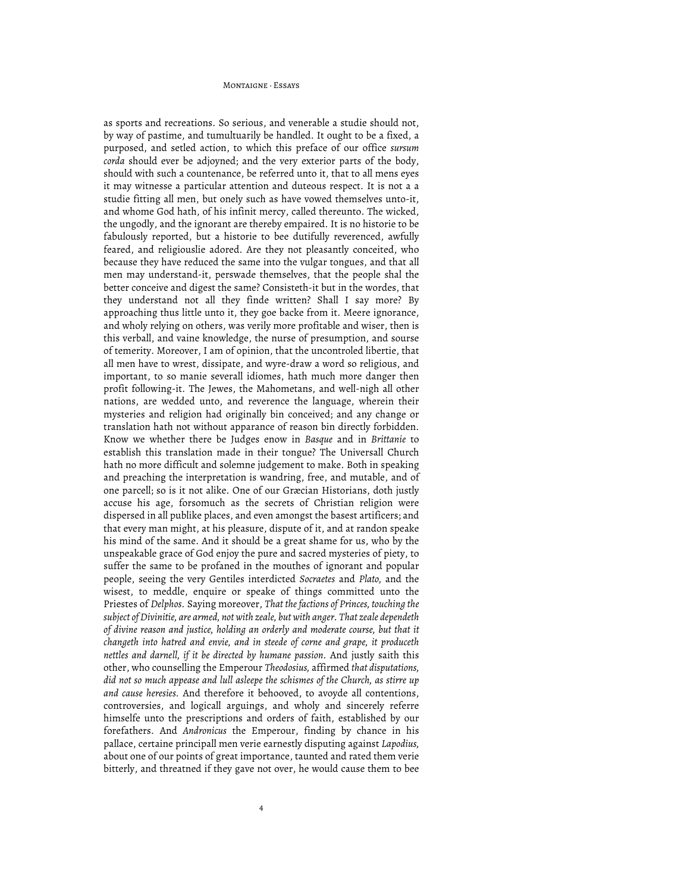as sports and recreations. So serious, and venerable a studie should not, by way of pastime, and tumultuarily be handled. It ought to be a fixed, a purposed, and setled action, to which this preface of our office *sursum corda* should ever be adjoyned; and the very exterior parts of the body, should with such a countenance, be referred unto it, that to all mens eyes it may witnesse a particular attention and duteous respect. It is not a a studie fitting all men, but onely such as have vowed themselves unto-it, and whome God hath, of his infinit mercy, called thereunto. The wicked, the ungodly, and the ignorant are thereby empaired. It is no historie to be fabulously reported, but a historie to bee dutifully reverenced, awfully feared, and religiouslie adored. Are they not pleasantly conceited, who because they have reduced the same into the vulgar tongues, and that all men may understand-it, perswade themselves, that the people shal the better conceive and digest the same? Consisteth-it but in the wordes, that they understand not all they finde written? Shall I say more? By approaching thus little unto it, they goe backe from it. Meere ignorance, and wholy relying on others, was verily more profitable and wiser, then is this verball, and vaine knowledge, the nurse of presumption, and sourse of temerity. Moreover, I am of opinion, that the uncontroled libertie, that all men have to wrest, dissipate, and wyre-draw a word so religious, and important, to so manie severall idiomes, hath much more danger then profit following-it. The Jewes, the Mahometans, and well-nigh all other nations, are wedded unto, and reverence the language, wherein their mysteries and religion had originally bin conceived; and any change or translation hath not without apparance of reason bin directly forbidden. Know we whether there be Judges enow in *Basque* and in *Brittanie* to establish this translation made in their tongue? The Universall Church hath no more difficult and solemne judgement to make. Both in speaking and preaching the interpretation is wandring, free, and mutable, and of one parcell; so is it not alike. One of our Græcian Historians, doth justly accuse his age, forsomuch as the secrets of Christian religion were dispersed in all publike places, and even amongst the basest artificers; and that every man might, at his pleasure, dispute of it, and at randon speake his mind of the same. And it should be a great shame for us, who by the unspeakable grace of God enjoy the pure and sacred mysteries of piety, to suffer the same to be profaned in the mouthes of ignorant and popular people, seeing the very Gentiles interdicted *Socraetes* and *Plato*, and the wisest, to meddle, enquire or speake of things committed unto the Priestes of *Delphos*. Saying moreover, *That the factions of Princes, touching the subject of Divinitie, are armed, not with zeale, but with anger. That zeale dependeth of divine reason and justice, holding an orderly and moderate course, but that it changeth into hatred and envie, and in steede of corne and grape, it produceth nettles and darnell, if it be directed by humane passion*. And justly saith this other, who counselling the Emperour *Theodosius*, affirmed *that disputations, did not so much appease and lull asleepe the schismes of the Church, as stirre up and cause heresies*. And therefore it behooved, to avoyde all contentions, controversies, and logicall arguings, and wholy and sincerely referre himselfe unto the prescriptions and orders of faith, established by our forefathers. And *Andronicus* the Emperour, finding by chance in his pallace, certaine principall men verie earnestly disputing against *Lapodius*, about one of our points of great importance, taunted and rated them verie bitterly, and threatned if they gave not over, he would cause them to bee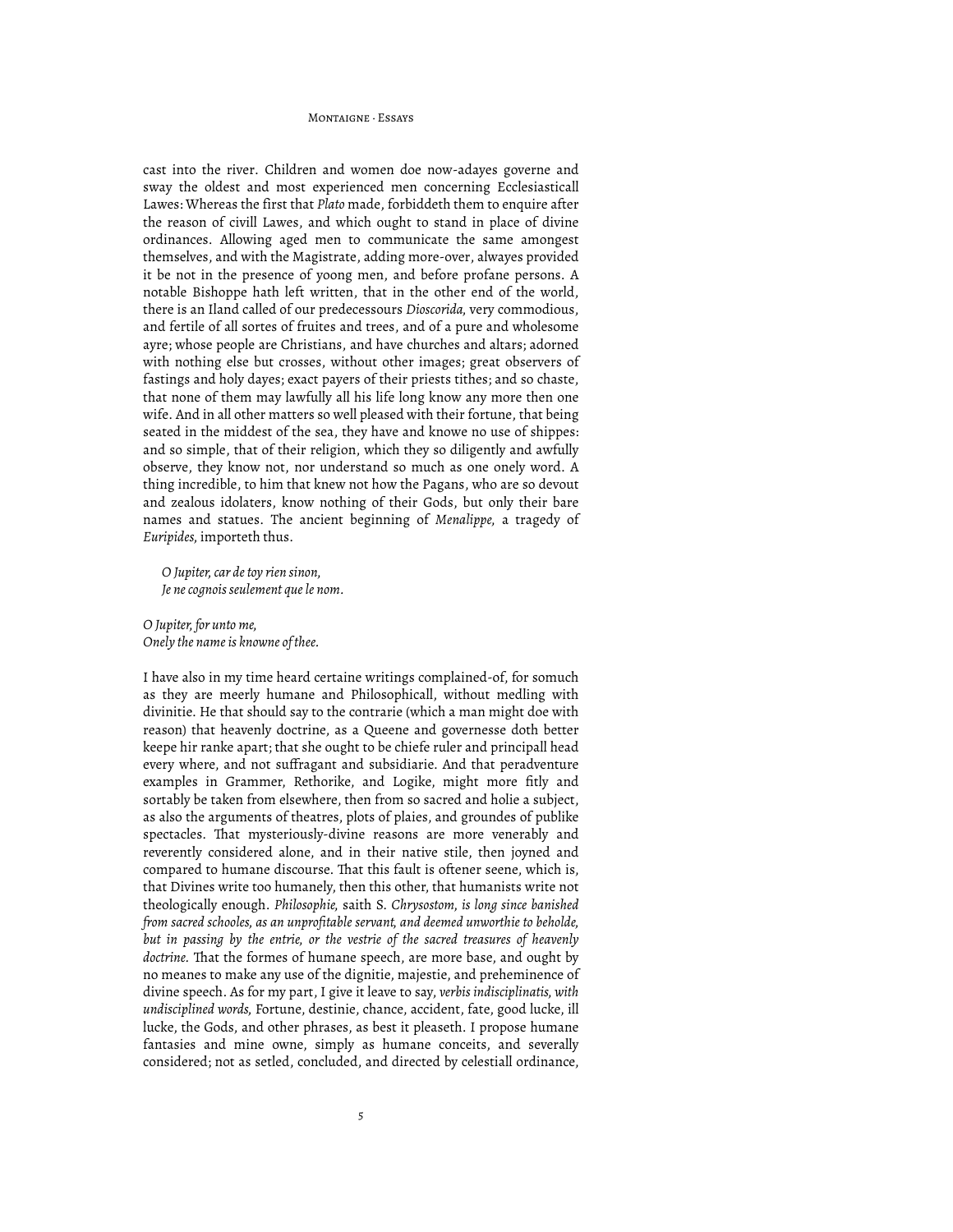cast into the river. Children and women doe now-adayes governe and sway the oldest and most experienced men concerning Ecclesiasticall Lawes: Whereas the first that *Plato* made, forbiddeth them to enquire after the reason of civill Lawes, and which ought to stand in place of divine ordinances. Allowing aged men to communicate the same amongest themselves, and with the Magistrate, adding more-over, alwayes provided it be not in the presence of yoong men, and before profane persons. A notable Bishoppe hath left written, that in the other end of the world, there is an Iland called of our predecessours *Dioscorida,* very commodious, and fertile of all sortes of fruites and trees, and of a pure and wholesome ayre; whose people are Christians, and have churches and altars; adorned with nothing else but crosses, without other images; great observers of fastings and holy dayes; exact payers of their priests tithes; and so chaste, that none of them may lawfully all his life long know any more then one wife. And in all other matters so well pleased with their fortune, that being seated in the middest of the sea, they have and knowe no use of shippes: and so simple, that of their religion, which they so diligently and awfully observe, they know not, nor understand so much as one onely word. A thing incredible, to him that knew not how the Pagans, who are so devout and zealous idolaters, know nothing of their Gods, but only their bare names and statues. The ancient beginning of *Menalippe,* a tragedy of *Euripides,* importeth thus.

> *O Jupiter, car de toy rien sinon,*
> *Je ne cognois seulement que le nom.*

*O Jupiter, for unto me,*
*Onely the name is knowne of thee.*

I have also in my time heard certaine writings complained-of, for somuch as they are meerly humane and Philosophicall, without medling with divinitie. He that should say to the contrarie (which a man might doe with reason) that heavenly doctrine, as a Queene and governesse doth better keepe hir ranke apart; that she ought to be chiefe ruler and principall head every where, and not suffragant and subsidiarie. And that peradventure examples in Grammer, Rethorike, and Logike, might more fitly and sortably be taken from elsewhere, then from so sacred and holie a subject, as also the arguments of theatres, plots of plaies, and groundes of publike spectacles. That mysteriously-divine reasons are more venerably and reverently considered alone, and in their native stile, then joyned and compared to humane discourse. That this fault is oftener seene, which is, that Divines write too humanely, then this other, that humanists write not theologically enough. *Philosophie,* saith S. *Chrysostom, is long since banished from sacred schooles, as an unprofitable servant, and deemed unworthie to beholde, but in passing by the entrie, or the vestrie of the sacred treasures of heavenly doctrine.* That the formes of humane speech, are more base, and ought by no meanes to make any use of the dignitie, majestie, and preheminence of divine speech. As for my part, I give it leave to say, *verbis indisciplinatis, with undisciplined words,* Fortune, destinie, chance, accident, fate, good lucke, ill lucke, the Gods, and other phrases, as best it pleaseth. I propose humane fantasies and mine owne, simply as humane conceits, and severally considered; not as setled, concluded, and directed by celestiall ordinance,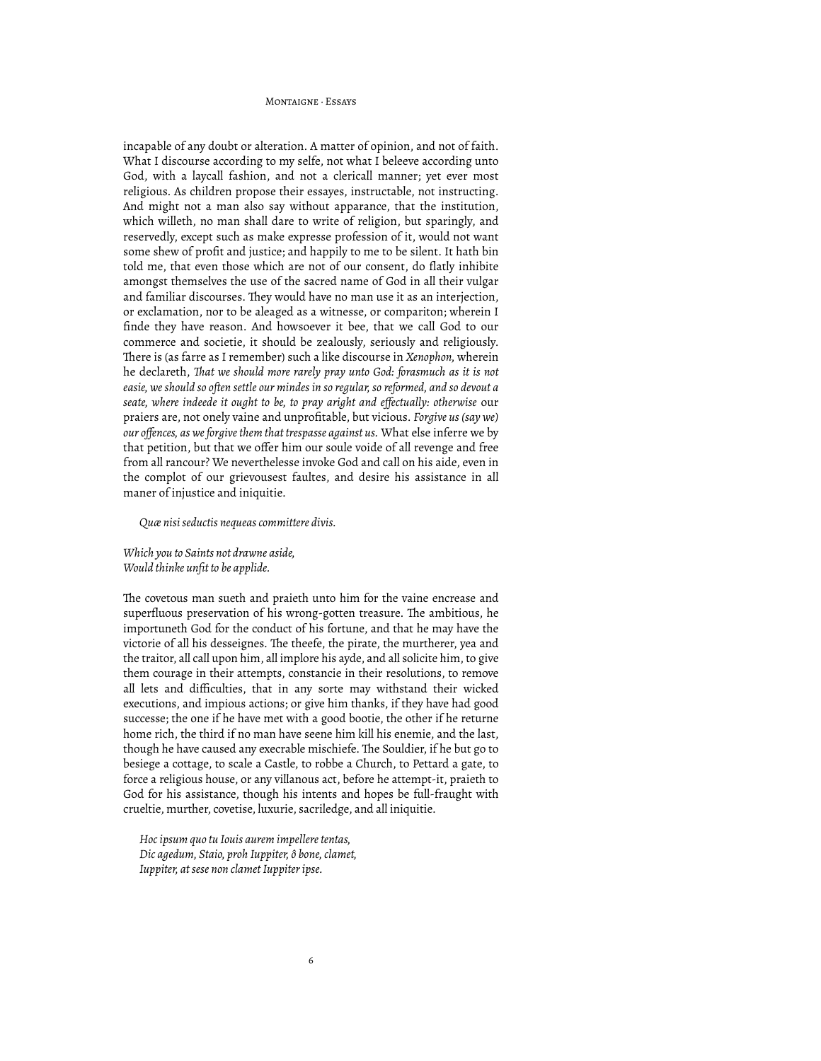incapable of any doubt or alteration. A matter of opinion, and not of faith. What I discourse according to my selfe, not what I beleeve according unto God, with a laycall fashion, and not a clericall manner; yet ever most religious. As children propose their essayes, instructable, not instructing. And might not a man also say without apparance, that the institution, which willeth, no man shall dare to write of religion, but sparingly, and reservedly, except such as make expresse profession of it, would not want some shew of profit and justice; and happily to me to be silent. It hath bin told me, that even those which are not of our consent, do flatly inhibite amongst themselves the use of the sacred name of God in all their vulgar and familiar discourses. They would have no man use it as an interjection, or exclamation, nor to be aleaged as a witnesse, or compariton; wherein I finde they have reason. And howsoever it bee, that we call God to our commerce and societie, it should be zealously, seriously and religiously. There is (as farre as I remember) such a like discourse in *Xenophon*, wherein he declareth, *That we should more rarely pray unto God: forasmuch as it is not easie, we should so often settle our mindes in so regular, so reformed, and so devout a seate, where indeede it ought to be, to pray aright and effectually: otherwise* our praiers are, not onely vaine and unprofitable, but vicious. *Forgive us (say we) our offences, as we forgive them that trespasse against us.* What else inferre we by that petition, but that we offer him our soule voide of all revenge and free from all rancour? We neverthelesse invoke God and call on his aide, even in the complot of our grievousest faultes, and desire his assistance in all maner of injustice and iniquitie.

> *Quæ nisi seductis nequeas committere divis.*

*Which you to Saints not drawne aside,*
*Would thinke unfit to be applide.*

The covetous man sueth and praieth unto him for the vaine encrease and superfluous preservation of his wrong-gotten treasure. The ambitious, he importuneth God for the conduct of his fortune, and that he may have the victorie of all his desseignes. The theefe, the pirate, the murtherer, yea and the traitor, all call upon him, all implore his ayde, and all solicite him, to give them courage in their attempts, constancie in their resolutions, to remove all lets and difficulties, that in any sorte may withstand their wicked executions, and impious actions; or give him thanks, if they have had good successe; the one if he have met with a good bootie, the other if he returne home rich, the third if no man have seene him kill his enemie, and the last, though he have caused any execrable mischiefe. The Souldier, if he but go to besiege a cottage, to scale a Castle, to robbe a Church, to Pettard a gate, to force a religious house, or any villanous act, before he attempt-it, praieth to God for his assistance, though his intents and hopes be full-fraught with crueltie, murther, covetise, luxurie, sacriledge, and all iniquitie.

> *Hoc ipsum quo tu Iovis aurem impellere tentas,*
> *Dic agedum, Staio, proh Iuppiter, ô bone, clamet,*
> *Iuppiter, at sese non clamet Iuppiter ipse.*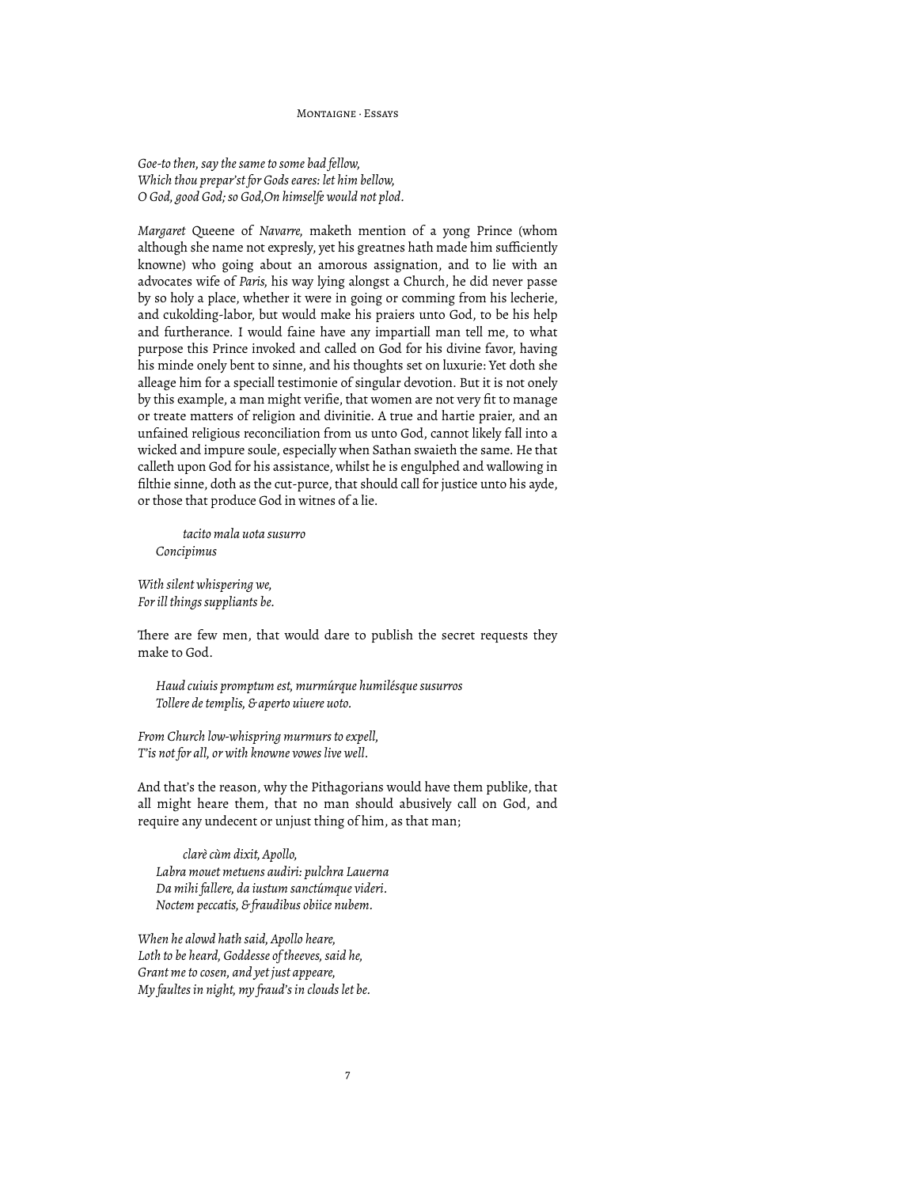*Goe-to then, say the same to some bad fellow,*
*Which thou prepar'st for Gods eares: let him bellow,*
*O God, good God; so God,On himselfe would not plod.*

*Margaret* Queene of *Navarre,* maketh mention of a yong Prince (whom although she name not expresly, yet his greatnes hath made him sufficiently knowne) who going about an amorous assignation, and to lie with an advocates wife of *Paris,* his way lying alongst a Church, he did never passe by so holy a place, whether it were in going or comming from his lecherie, and cukolding-labor, but would make his praiers unto God, to be his help and furtherance. I would faine have any impartiall man tell me, to what purpose this Prince invoked and called on God for his divine favor, having his minde onely bent to sinne, and his thoughts set on luxurie: Yet doth she alleage him for a speciall testimonie of singular devotion. But it is not onely by this example, a man might verifie, that women are not very fit to manage or treate matters of religion and divinitie. A true and hartie praier, and an unfained religious reconciliation from us unto God, cannot likely fall into a wicked and impure soule, especially when Sathan swaieth the same. He that calleth upon God for his assistance, whilst he is engulphed and wallowing in filthie sinne, doth as the cut-purce, that should call for justice unto his ayde, or those that produce God in witnes of a lie.

> *tacito mala uota susurro*
> *Concipimus*

*With silent whispering we,*
*For ill things suppliants be.*

There are few men, that would dare to publish the secret requests they make to God.

> *Haud cuiuis promptum est, murmúrque humilésque susurros*
> *Tollere de templis, & aperto uiuere uoto.*

*From Church low-whispring murmurs to expell,*
*T'is not for all, or with knowne vowes live well.*

And that's the reason, why the Pithagorians would have them publike, that all might heare them, that no man should abusively call on God, and require any undecent or unjust thing of him, as that man;

> *clarè cùm dixit, Apollo,*
> *Labra mouet metuens audiri: pulchra Lauerna*
> *Da mihi fallere, da iustum sanctúmque videri.*
> *Noctem peccatis, & fraudibus obiice nubem.*

*When he alowd hath said, Apollo heare,*
*Loth to be heard, Goddesse of theeves, said he,*
*Grant me to cosen, and yet just appeare,*
*My faultes in night, my fraud's in clouds let be.*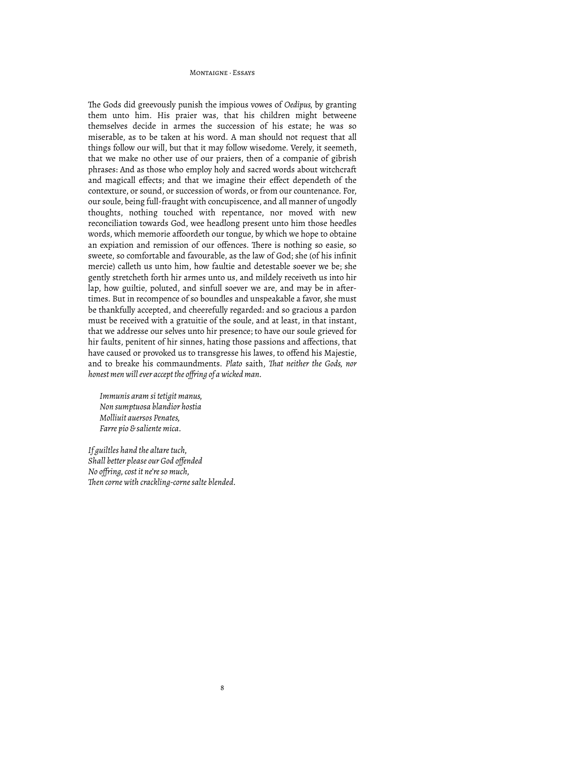The Gods did greevously punish the impious vowes of *Oedipus,* by granting them unto him. His praier was, that his children might betweene themselves decide in armes the succession of his estate; he was so miserable, as to be taken at his word. A man should not request that all things follow our will, but that it may follow wisedome. Verely, it seemeth, that we make no other use of our praiers, then of a companie of gibrish phrases: And as those who employ holy and sacred words about witchcraft and magicall effects; and that we imagine their effect dependeth of the contexture, or sound, or succession of words, or from our countenance. For, our soule, being full-fraught with concupiscence, and all manner of ungodly thoughts, nothing touched with repentance, nor moved with new reconciliation towards God, wee headlong present unto him those heedles words, which memorie affoordeth our tongue, by which we hope to obtaine an expiation and remission of our offences. There is nothing so easie, so sweete, so comfortable and favourable, as the law of God; she (of his infinit mercie) calleth us unto him, how faultie and detestable soever we be; she gently stretcheth forth hir armes unto us, and mildely receiveth us into hir lap, how guiltie, poluted, and sinfull soever we are, and may be in after-times. But in recompence of so boundles and unspeakable a favor, she must be thankfully accepted, and cheerefully regarded: and so gracious a pardon must be received with a gratuitie of the soule, and at least, in that instant, that we addresse our selves unto hir presence; to have our soule grieved for hir faults, penitent of hir sinnes, hating those passions and affections, that have caused or provoked us to transgresse his lawes, to offend his Majestie, and to breake his commaundments. *Plato* saith, *That neither the Gods, nor honest men will ever accept the offring of a wicked man.*

> *Immunis aram si tetigit manus,*
> *Non sumptuosa blandior hostia*
> *Molliuit auersos Penates,*
> *Farre pio & saliente mica.*

*If guiltles hand the altare tuch,*
*Shall better please our God offended*
*No offring, cost it ne're so much,*
*Then corne with crackling-corne salte blended.*